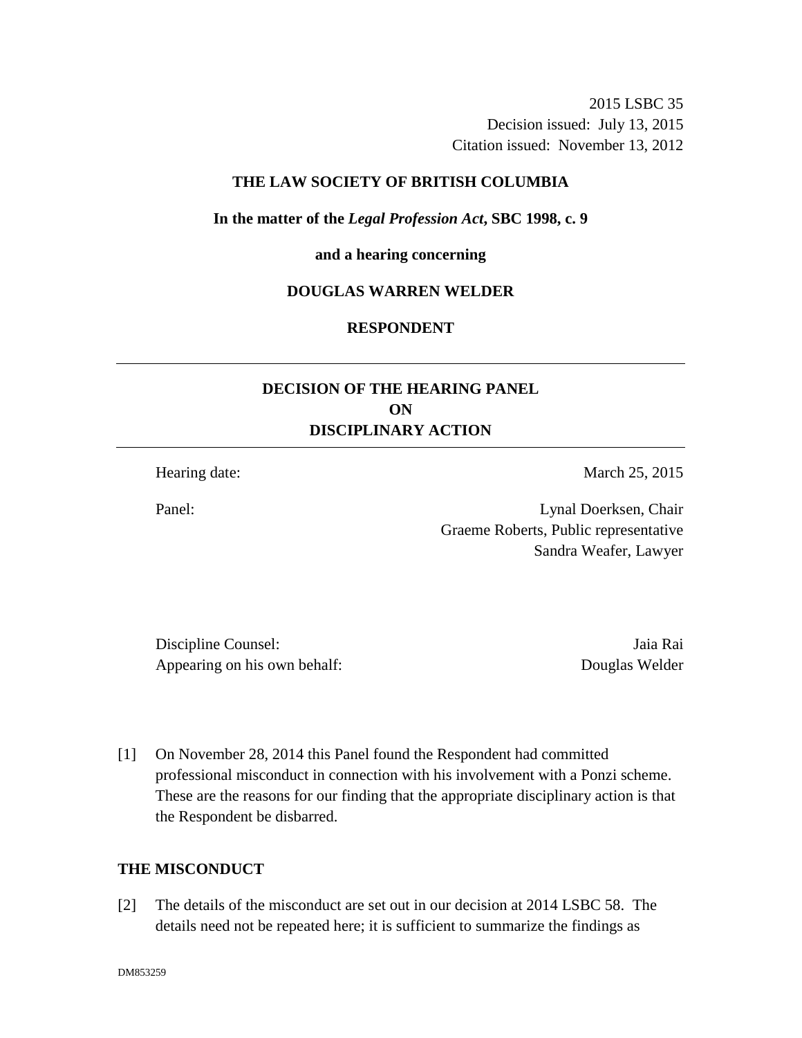2015 LSBC 35
Decision issued: July 13, 2015
Citation issued: November 13, 2012

**THE LAW SOCIETY OF BRITISH COLUMBIA**

**In the matter of the *Legal Profession Act*, SBC 1998, c. 9**

**and a hearing concerning**

**DOUGLAS WARREN WELDER**

**RESPONDENT**

---

# DECISION OF THE HEARING PANEL ON DISCIPLINARY ACTION

---

Hearing date: March 25, 2015

Panel: Lynal Doerksen, Chair
Graeme Roberts, Public representative
Sandra Weafer, Lawyer

Discipline Counsel: Jaia Rai
Appearing on his own behalf: Douglas Welder

[1] On November 28, 2014 this Panel found the Respondent had committed professional misconduct in connection with his involvement with a Ponzi scheme. These are the reasons for our finding that the appropriate disciplinary action is that the Respondent be disbarred.

## THE MISCONDUCT

[2] The details of the misconduct are set out in our decision at 2014 LSBC 58. The details need not be repeated here; it is sufficient to summarize the findings as

DM853259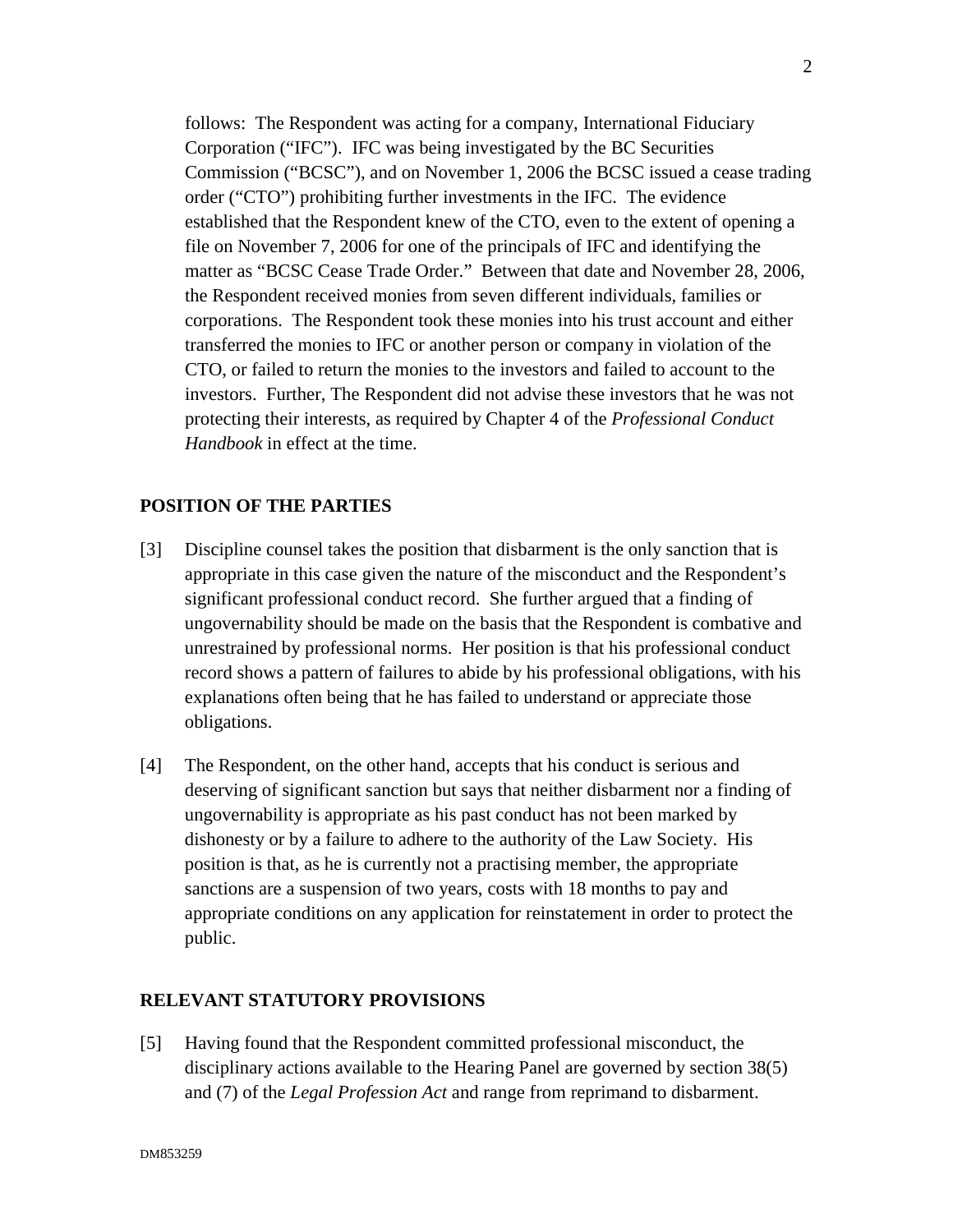follows: The Respondent was acting for a company, International Fiduciary Corporation ("IFC"). IFC was being investigated by the BC Securities Commission ("BCSC"), and on November 1, 2006 the BCSC issued a cease trading order ("CTO") prohibiting further investments in the IFC. The evidence established that the Respondent knew of the CTO, even to the extent of opening a file on November 7, 2006 for one of the principals of IFC and identifying the matter as "BCSC Cease Trade Order." Between that date and November 28, 2006, the Respondent received monies from seven different individuals, families or corporations. The Respondent took these monies into his trust account and either transferred the monies to IFC or another person or company in violation of the CTO, or failed to return the monies to the investors and failed to account to the investors. Further, The Respondent did not advise these investors that he was not protecting their interests, as required by Chapter 4 of the *Professional Conduct Handbook* in effect at the time.

## POSITION OF THE PARTIES

[3] Discipline counsel takes the position that disbarment is the only sanction that is appropriate in this case given the nature of the misconduct and the Respondent's significant professional conduct record. She further argued that a finding of ungovernability should be made on the basis that the Respondent is combative and unrestrained by professional norms. Her position is that his professional conduct record shows a pattern of failures to abide by his professional obligations, with his explanations often being that he has failed to understand or appreciate those obligations.

[4] The Respondent, on the other hand, accepts that his conduct is serious and deserving of significant sanction but says that neither disbarment nor a finding of ungovernability is appropriate as his past conduct has not been marked by dishonesty or by a failure to adhere to the authority of the Law Society. His position is that, as he is currently not a practising member, the appropriate sanctions are a suspension of two years, costs with 18 months to pay and appropriate conditions on any application for reinstatement in order to protect the public.

## RELEVANT STATUTORY PROVISIONS

[5] Having found that the Respondent committed professional misconduct, the disciplinary actions available to the Hearing Panel are governed by section 38(5) and (7) of the *Legal Profession Act* and range from reprimand to disbarment.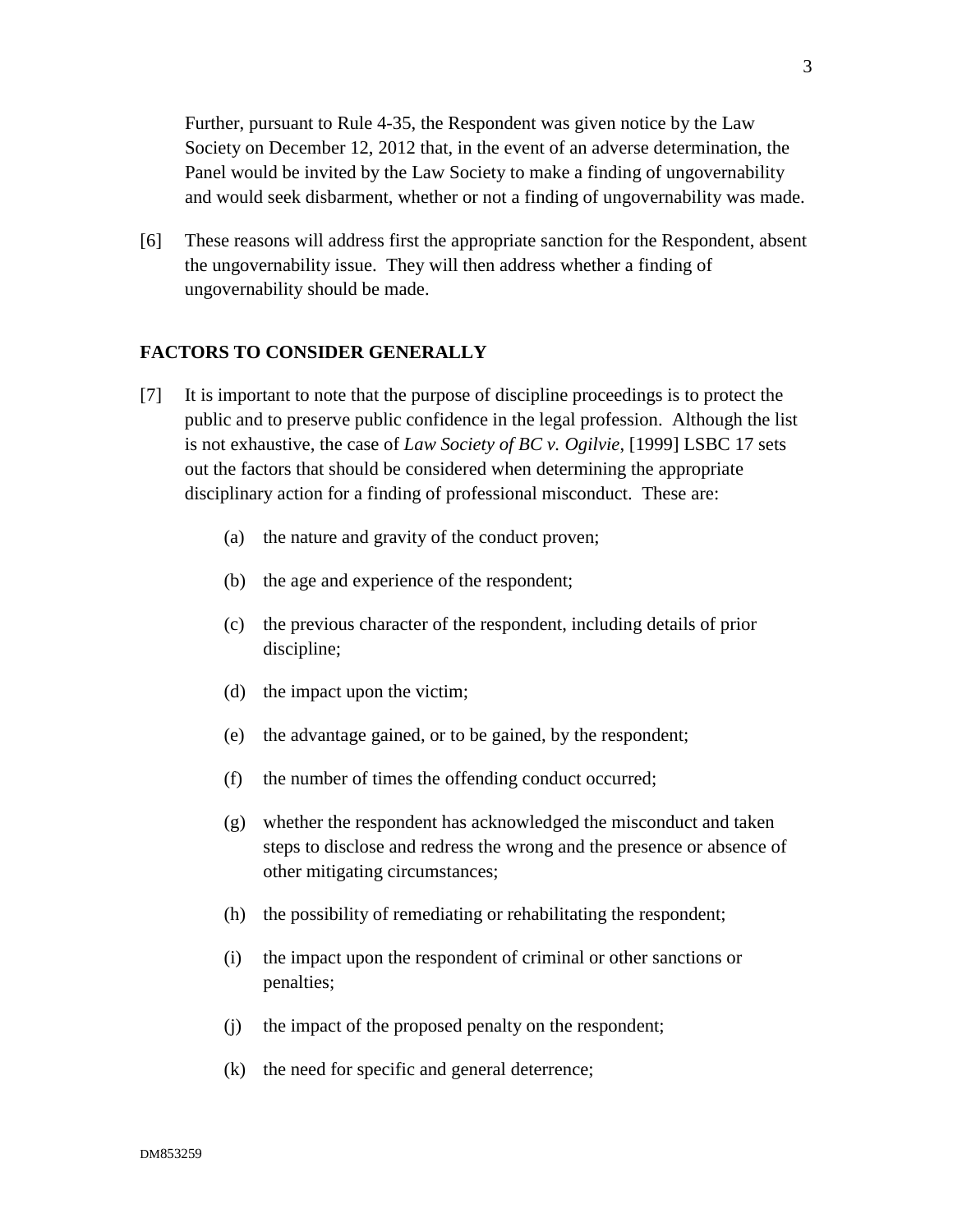Further, pursuant to Rule 4-35, the Respondent was given notice by the Law Society on December 12, 2012 that, in the event of an adverse determination, the Panel would be invited by the Law Society to make a finding of ungovernability and would seek disbarment, whether or not a finding of ungovernability was made.

[6] These reasons will address first the appropriate sanction for the Respondent, absent the ungovernability issue. They will then address whether a finding of ungovernability should be made.

## FACTORS TO CONSIDER GENERALLY

[7] It is important to note that the purpose of discipline proceedings is to protect the public and to preserve public confidence in the legal profession. Although the list is not exhaustive, the case of *Law Society of BC v. Ogilvie*, [1999] LSBC 17 sets out the factors that should be considered when determining the appropriate disciplinary action for a finding of professional misconduct. These are:

(a) the nature and gravity of the conduct proven;

(b) the age and experience of the respondent;

(c) the previous character of the respondent, including details of prior discipline;

(d) the impact upon the victim;

(e) the advantage gained, or to be gained, by the respondent;

(f) the number of times the offending conduct occurred;

(g) whether the respondent has acknowledged the misconduct and taken steps to disclose and redress the wrong and the presence or absence of other mitigating circumstances;

(h) the possibility of remediating or rehabilitating the respondent;

(i) the impact upon the respondent of criminal or other sanctions or penalties;

(j) the impact of the proposed penalty on the respondent;

(k) the need for specific and general deterrence;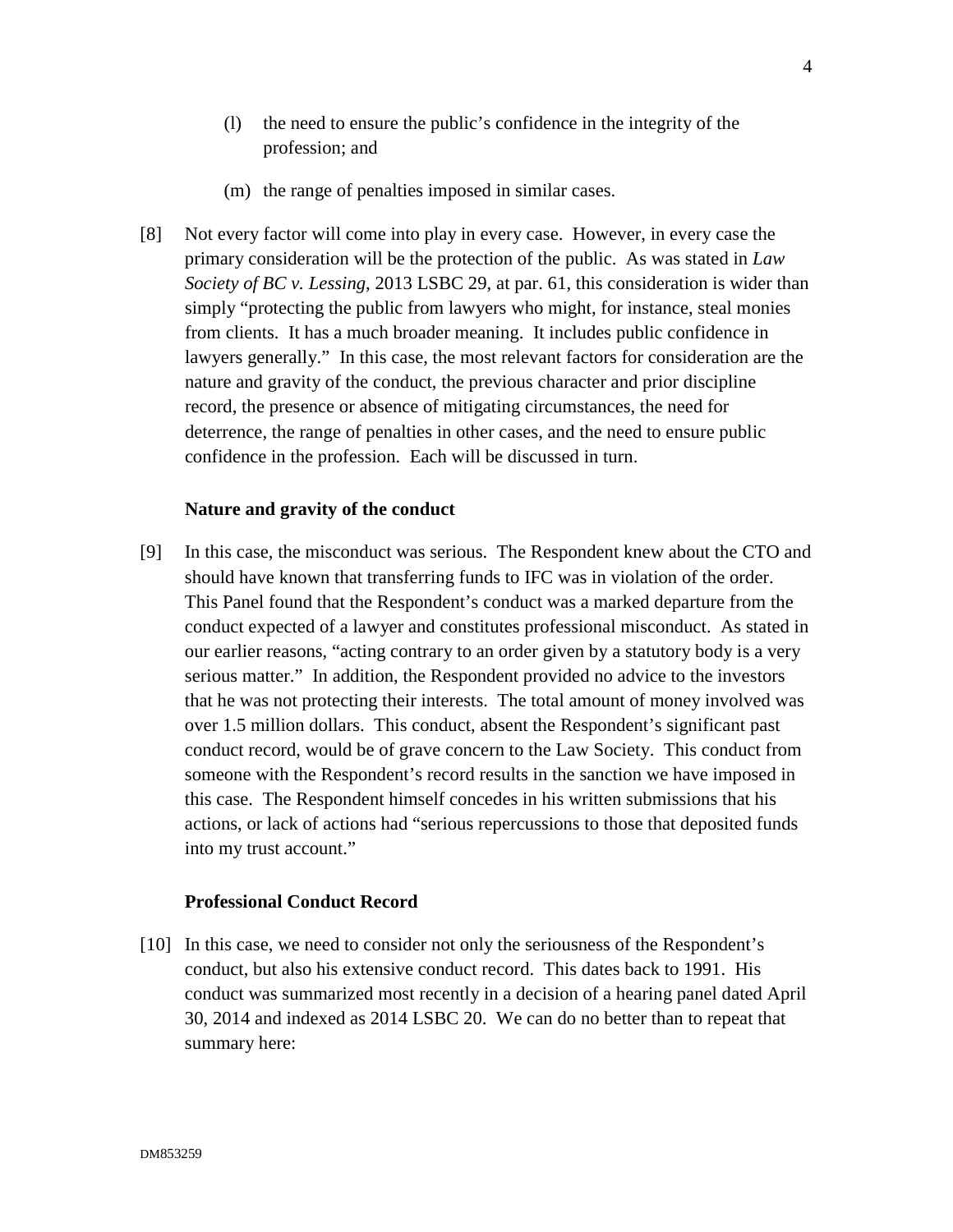(l) the need to ensure the public's confidence in the integrity of the profession; and

(m) the range of penalties imposed in similar cases.

[8] Not every factor will come into play in every case. However, in every case the primary consideration will be the protection of the public. As was stated in *Law Society of BC v. Lessing*, 2013 LSBC 29, at par. 61, this consideration is wider than simply "protecting the public from lawyers who might, for instance, steal monies from clients. It has a much broader meaning. It includes public confidence in lawyers generally." In this case, the most relevant factors for consideration are the nature and gravity of the conduct, the previous character and prior discipline record, the presence or absence of mitigating circumstances, the need for deterrence, the range of penalties in other cases, and the need to ensure public confidence in the profession. Each will be discussed in turn.

**Nature and gravity of the conduct**

[9] In this case, the misconduct was serious. The Respondent knew about the CTO and should have known that transferring funds to IFC was in violation of the order. This Panel found that the Respondent's conduct was a marked departure from the conduct expected of a lawyer and constitutes professional misconduct. As stated in our earlier reasons, "acting contrary to an order given by a statutory body is a very serious matter." In addition, the Respondent provided no advice to the investors that he was not protecting their interests. The total amount of money involved was over 1.5 million dollars. This conduct, absent the Respondent's significant past conduct record, would be of grave concern to the Law Society. This conduct from someone with the Respondent's record results in the sanction we have imposed in this case. The Respondent himself concedes in his written submissions that his actions, or lack of actions had "serious repercussions to those that deposited funds into my trust account."

**Professional Conduct Record**

[10] In this case, we need to consider not only the seriousness of the Respondent's conduct, but also his extensive conduct record. This dates back to 1991. His conduct was summarized most recently in a decision of a hearing panel dated April 30, 2014 and indexed as 2014 LSBC 20. We can do no better than to repeat that summary here: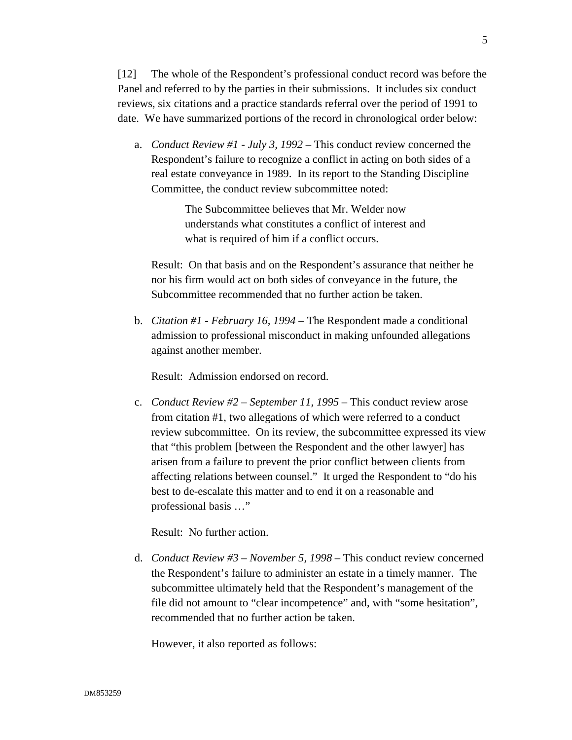[12] The whole of the Respondent's professional conduct record was before the Panel and referred to by the parties in their submissions. It includes six conduct reviews, six citations and a practice standards referral over the period of 1991 to date. We have summarized portions of the record in chronological order below:

a. *Conduct Review #1 - July 3, 1992* – This conduct review concerned the Respondent's failure to recognize a conflict in acting on both sides of a real estate conveyance in 1989. In its report to the Standing Discipline Committee, the conduct review subcommittee noted:

   > The Subcommittee believes that Mr. Welder now understands what constitutes a conflict of interest and what is required of him if a conflict occurs.

   Result: On that basis and on the Respondent's assurance that neither he nor his firm would act on both sides of conveyance in the future, the Subcommittee recommended that no further action be taken.

b. *Citation #1 - February 16, 1994* – The Respondent made a conditional admission to professional misconduct in making unfounded allegations against another member.

   Result: Admission endorsed on record.

c. *Conduct Review #2 – September 11, 1995* – This conduct review arose from citation #1, two allegations of which were referred to a conduct review subcommittee. On its review, the subcommittee expressed its view that "this problem [between the Respondent and the other lawyer] has arisen from a failure to prevent the prior conflict between clients from affecting relations between counsel." It urged the Respondent to "do his best to de-escalate this matter and to end it on a reasonable and professional basis …"

   Result: No further action.

d. *Conduct Review #3 – November 5, 1998* – This conduct review concerned the Respondent's failure to administer an estate in a timely manner. The subcommittee ultimately held that the Respondent's management of the file did not amount to "clear incompetence" and, with "some hesitation", recommended that no further action be taken.

   However, it also reported as follows: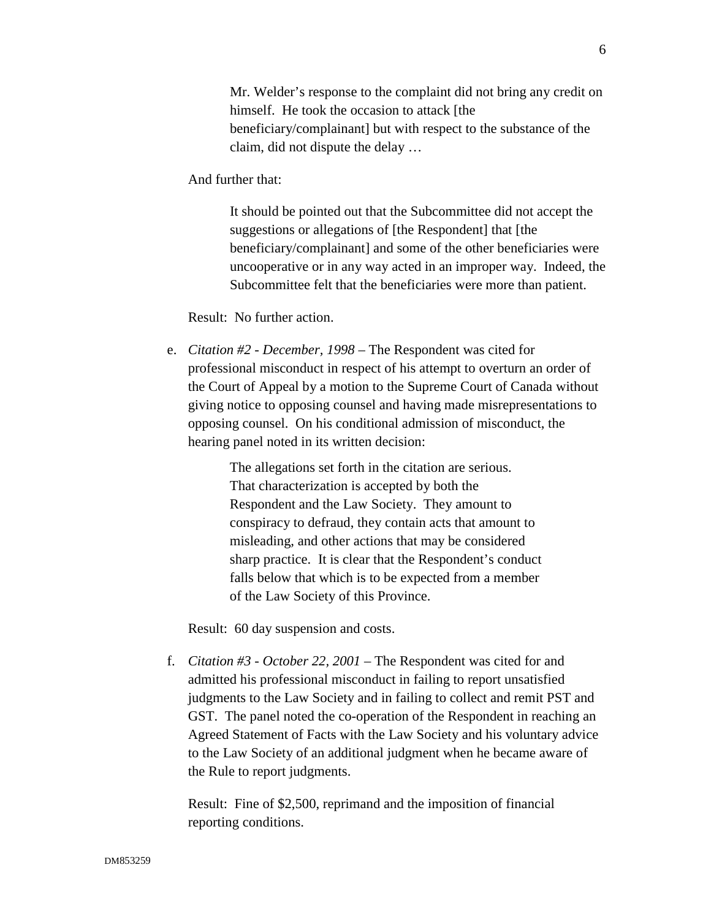> Mr. Welder's response to the complaint did not bring any credit on himself. He took the occasion to attack [the beneficiary/complainant] but with respect to the substance of the claim, did not dispute the delay …

And further that:

> It should be pointed out that the Subcommittee did not accept the suggestions or allegations of [the Respondent] that [the beneficiary/complainant] and some of the other beneficiaries were uncooperative or in any way acted in an improper way. Indeed, the Subcommittee felt that the beneficiaries were more than patient.

Result: No further action.

e. *Citation #2 - December, 1998* – The Respondent was cited for professional misconduct in respect of his attempt to overturn an order of the Court of Appeal by a motion to the Supreme Court of Canada without giving notice to opposing counsel and having made misrepresentations to opposing counsel. On his conditional admission of misconduct, the hearing panel noted in its written decision:

> The allegations set forth in the citation are serious. That characterization is accepted by both the Respondent and the Law Society. They amount to conspiracy to defraud, they contain acts that amount to misleading, and other actions that may be considered sharp practice. It is clear that the Respondent's conduct falls below that which is to be expected from a member of the Law Society of this Province.

Result: 60 day suspension and costs.

f. *Citation #3 - October 22, 2001* – The Respondent was cited for and admitted his professional misconduct in failing to report unsatisfied judgments to the Law Society and in failing to collect and remit PST and GST. The panel noted the co-operation of the Respondent in reaching an Agreed Statement of Facts with the Law Society and his voluntary advice to the Law Society of an additional judgment when he became aware of the Rule to report judgments.

Result: Fine of $2,500, reprimand and the imposition of financial reporting conditions.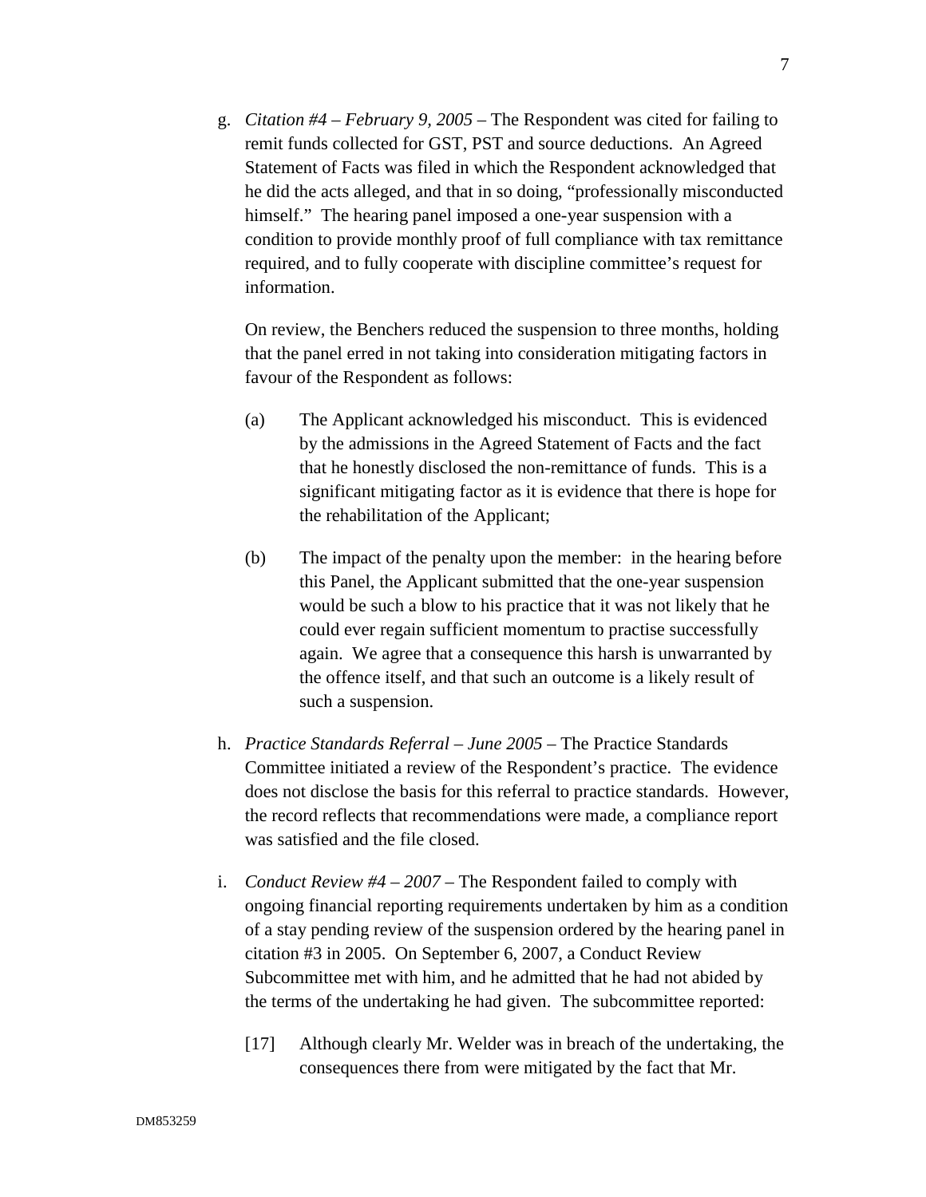g. *Citation #4 – February 9, 2005* – The Respondent was cited for failing to remit funds collected for GST, PST and source deductions. An Agreed Statement of Facts was filed in which the Respondent acknowledged that he did the acts alleged, and that in so doing, "professionally misconducted himself." The hearing panel imposed a one-year suspension with a condition to provide monthly proof of full compliance with tax remittance required, and to fully cooperate with discipline committee's request for information.

   On review, the Benchers reduced the suspension to three months, holding that the panel erred in not taking into consideration mitigating factors in favour of the Respondent as follows:

   (a) The Applicant acknowledged his misconduct. This is evidenced by the admissions in the Agreed Statement of Facts and the fact that he honestly disclosed the non-remittance of funds. This is a significant mitigating factor as it is evidence that there is hope for the rehabilitation of the Applicant;

   (b) The impact of the penalty upon the member: in the hearing before this Panel, the Applicant submitted that the one-year suspension would be such a blow to his practice that it was not likely that he could ever regain sufficient momentum to practise successfully again. We agree that a consequence this harsh is unwarranted by the offence itself, and that such an outcome is a likely result of such a suspension.

h. *Practice Standards Referral – June 2005* – The Practice Standards Committee initiated a review of the Respondent's practice. The evidence does not disclose the basis for this referral to practice standards. However, the record reflects that recommendations were made, a compliance report was satisfied and the file closed.

i. *Conduct Review #4 – 2007* – The Respondent failed to comply with ongoing financial reporting requirements undertaken by him as a condition of a stay pending review of the suspension ordered by the hearing panel in citation #3 in 2005. On September 6, 2007, a Conduct Review Subcommittee met with him, and he admitted that he had not abided by the terms of the undertaking he had given. The subcommittee reported:

   [17] Although clearly Mr. Welder was in breach of the undertaking, the consequences there from were mitigated by the fact that Mr.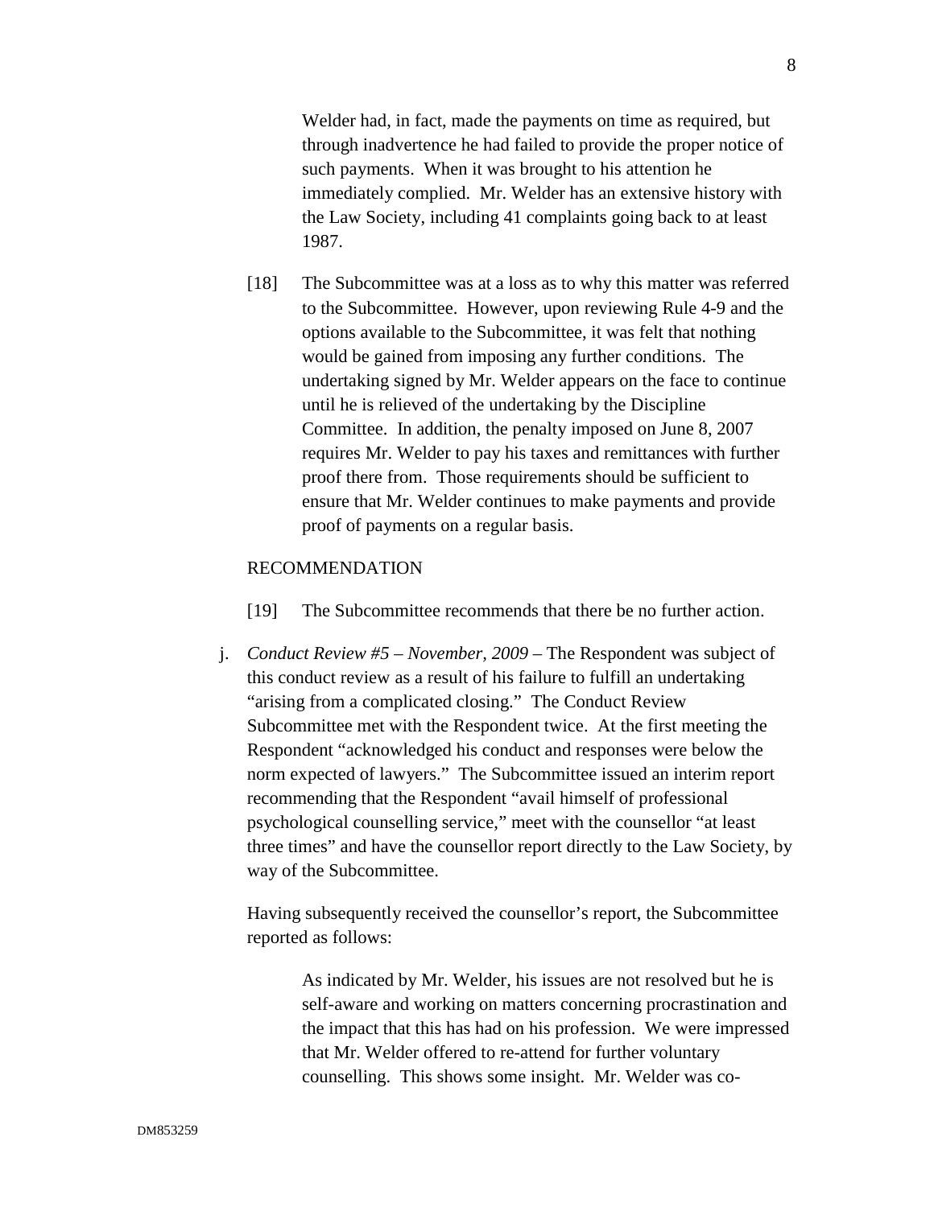Welder had, in fact, made the payments on time as required, but through inadvertence he had failed to provide the proper notice of such payments. When it was brought to his attention he immediately complied. Mr. Welder has an extensive history with the Law Society, including 41 complaints going back to at least 1987.

> [18] The Subcommittee was at a loss as to why this matter was referred to the Subcommittee. However, upon reviewing Rule 4-9 and the options available to the Subcommittee, it was felt that nothing would be gained from imposing any further conditions. The undertaking signed by Mr. Welder appears on the face to continue until he is relieved of the undertaking by the Discipline Committee. In addition, the penalty imposed on June 8, 2007 requires Mr. Welder to pay his taxes and remittances with further proof there from. Those requirements should be sufficient to ensure that Mr. Welder continues to make payments and provide proof of payments on a regular basis.
>
> RECOMMENDATION
>
> [19] The Subcommittee recommends that there be no further action.

j. *Conduct Review #5 – November, 2009* – The Respondent was subject of this conduct review as a result of his failure to fulfill an undertaking "arising from a complicated closing." The Conduct Review Subcommittee met with the Respondent twice. At the first meeting the Respondent "acknowledged his conduct and responses were below the norm expected of lawyers." The Subcommittee issued an interim report recommending that the Respondent "avail himself of professional psychological counselling service," meet with the counsellor "at least three times" and have the counsellor report directly to the Law Society, by way of the Subcommittee.

   Having subsequently received the counsellor's report, the Subcommittee reported as follows:

   > As indicated by Mr. Welder, his issues are not resolved but he is self-aware and working on matters concerning procrastination and the impact that this has had on his profession. We were impressed that Mr. Welder offered to re-attend for further voluntary counselling. This shows some insight. Mr. Welder was co-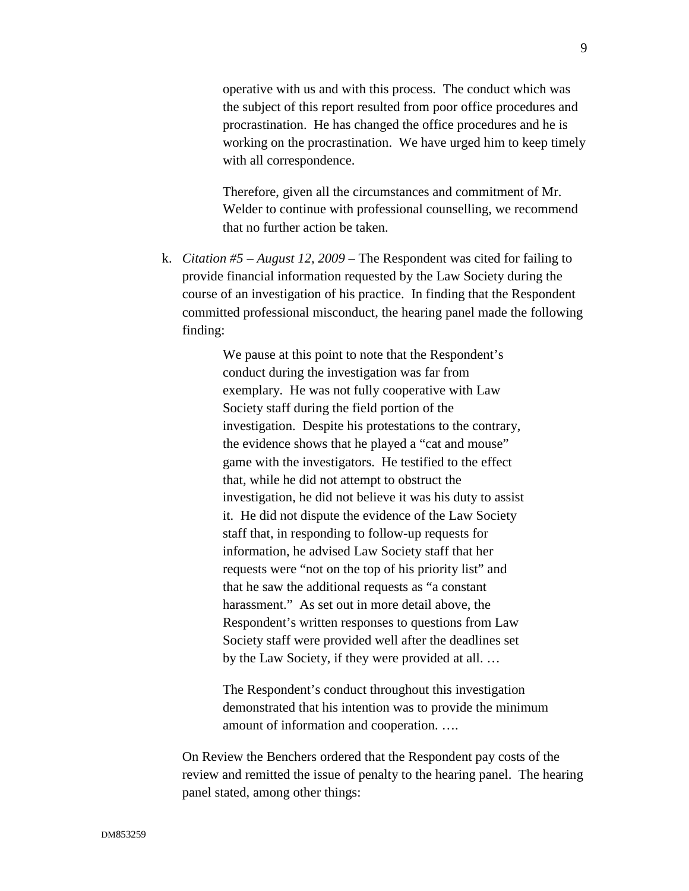> operative with us and with this process. The conduct which was the subject of this report resulted from poor office procedures and procrastination. He has changed the office procedures and he is working on the procrastination. We have urged him to keep timely with all correspondence.
>
> Therefore, given all the circumstances and commitment of Mr. Welder to continue with professional counselling, we recommend that no further action be taken.

k. *Citation #5 – August 12, 2009* – The Respondent was cited for failing to provide financial information requested by the Law Society during the course of an investigation of his practice. In finding that the Respondent committed professional misconduct, the hearing panel made the following finding:

> We pause at this point to note that the Respondent's conduct during the investigation was far from exemplary. He was not fully cooperative with Law Society staff during the field portion of the investigation. Despite his protestations to the contrary, the evidence shows that he played a "cat and mouse" game with the investigators. He testified to the effect that, while he did not attempt to obstruct the investigation, he did not believe it was his duty to assist it. He did not dispute the evidence of the Law Society staff that, in responding to follow-up requests for information, he advised Law Society staff that her requests were "not on the top of his priority list" and that he saw the additional requests as "a constant harassment." As set out in more detail above, the Respondent's written responses to questions from Law Society staff were provided well after the deadlines set by the Law Society, if they were provided at all. …
>
> The Respondent's conduct throughout this investigation demonstrated that his intention was to provide the minimum amount of information and cooperation. ….

On Review the Benchers ordered that the Respondent pay costs of the review and remitted the issue of penalty to the hearing panel. The hearing panel stated, among other things: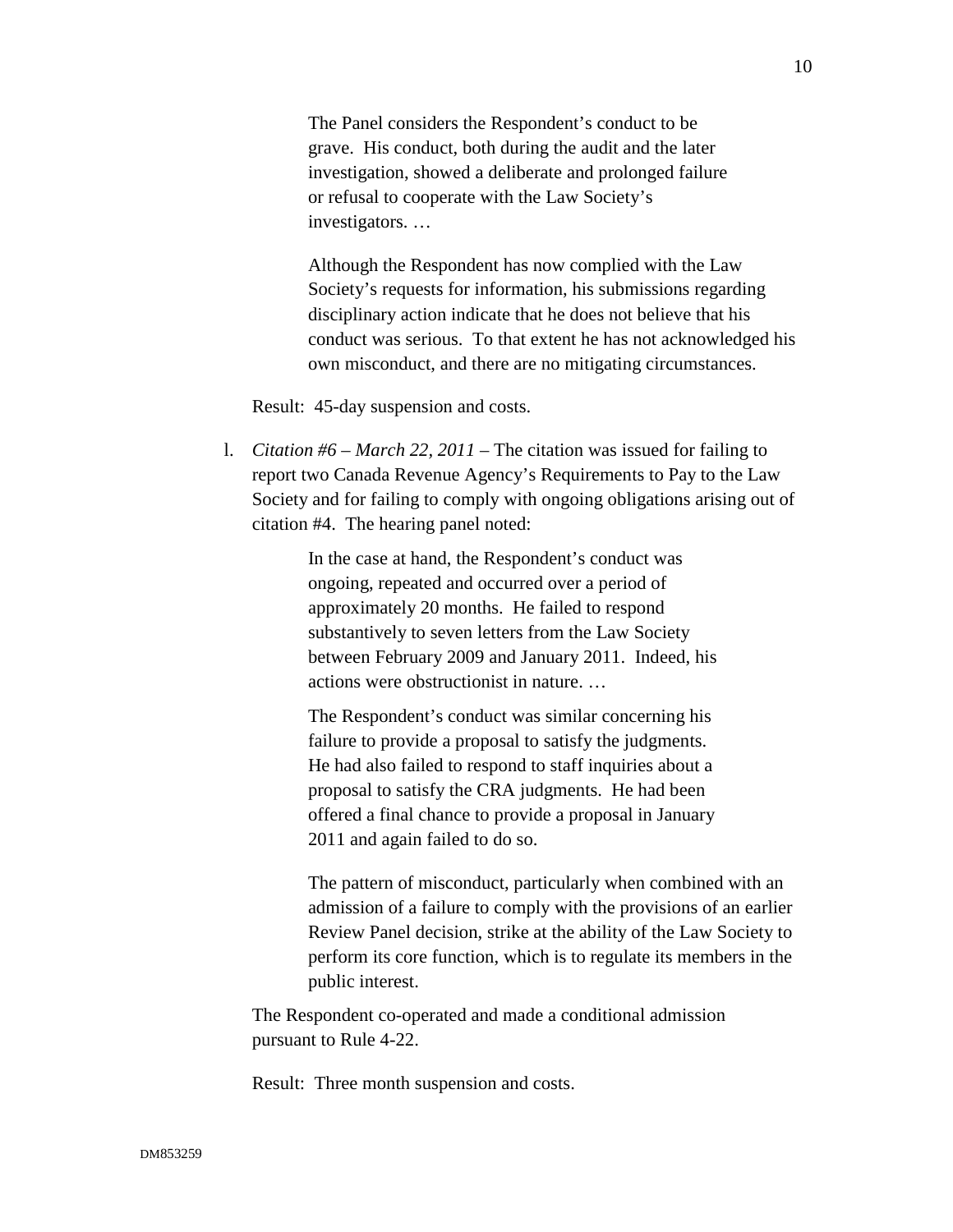> The Panel considers the Respondent's conduct to be grave. His conduct, both during the audit and the later investigation, showed a deliberate and prolonged failure or refusal to cooperate with the Law Society's investigators. …
>
> Although the Respondent has now complied with the Law Society's requests for information, his submissions regarding disciplinary action indicate that he does not believe that his conduct was serious. To that extent he has not acknowledged his own misconduct, and there are no mitigating circumstances.

Result: 45-day suspension and costs.

l. *Citation #6 – March 22, 2011* – The citation was issued for failing to report two Canada Revenue Agency's Requirements to Pay to the Law Society and for failing to comply with ongoing obligations arising out of citation #4. The hearing panel noted:

> In the case at hand, the Respondent's conduct was ongoing, repeated and occurred over a period of approximately 20 months. He failed to respond substantively to seven letters from the Law Society between February 2009 and January 2011. Indeed, his actions were obstructionist in nature. …
>
> The Respondent's conduct was similar concerning his failure to provide a proposal to satisfy the judgments. He had also failed to respond to staff inquiries about a proposal to satisfy the CRA judgments. He had been offered a final chance to provide a proposal in January 2011 and again failed to do so.
>
> The pattern of misconduct, particularly when combined with an admission of a failure to comply with the provisions of an earlier Review Panel decision, strike at the ability of the Law Society to perform its core function, which is to regulate its members in the public interest.

The Respondent co-operated and made a conditional admission pursuant to Rule 4-22.

Result: Three month suspension and costs.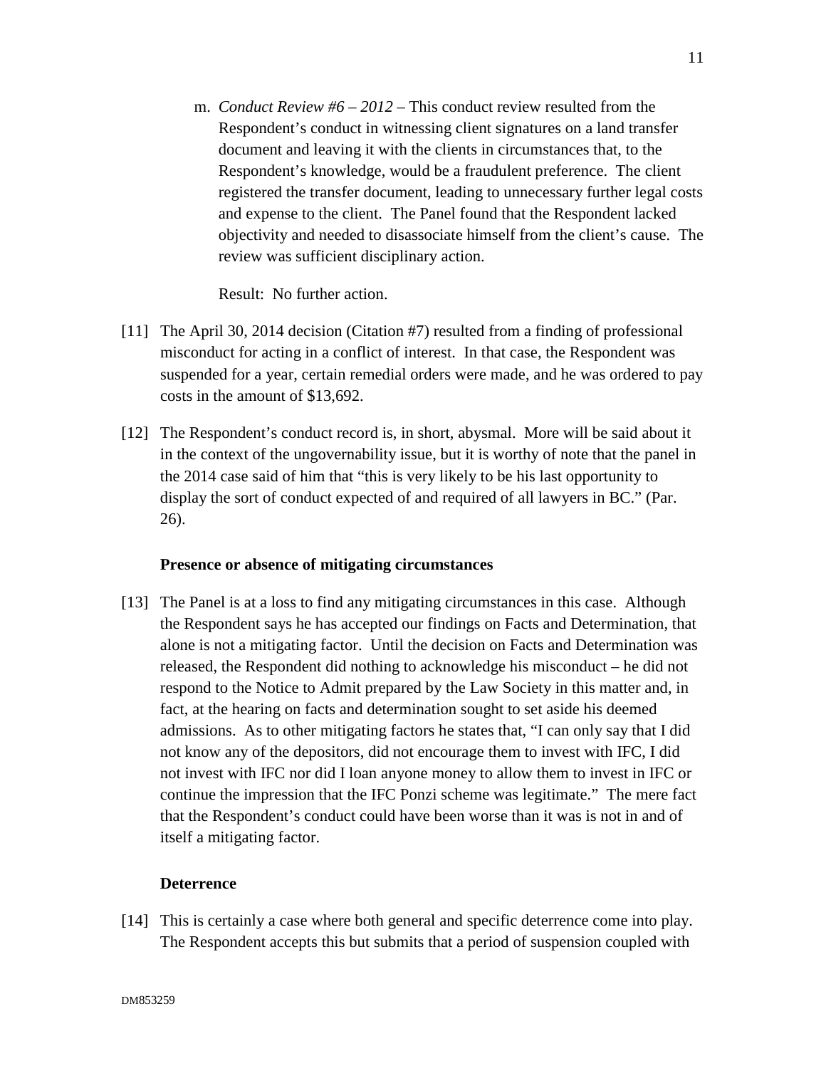m. *Conduct Review #6 – 2012* – This conduct review resulted from the Respondent's conduct in witnessing client signatures on a land transfer document and leaving it with the clients in circumstances that, to the Respondent's knowledge, would be a fraudulent preference. The client registered the transfer document, leading to unnecessary further legal costs and expense to the client. The Panel found that the Respondent lacked objectivity and needed to disassociate himself from the client's cause. The review was sufficient disciplinary action.

   Result: No further action.

[11] The April 30, 2014 decision (Citation #7) resulted from a finding of professional misconduct for acting in a conflict of interest. In that case, the Respondent was suspended for a year, certain remedial orders were made, and he was ordered to pay costs in the amount of $13,692.

[12] The Respondent's conduct record is, in short, abysmal. More will be said about it in the context of the ungovernability issue, but it is worthy of note that the panel in the 2014 case said of him that "this is very likely to be his last opportunity to display the sort of conduct expected of and required of all lawyers in BC." (Par. 26).

**Presence or absence of mitigating circumstances**

[13] The Panel is at a loss to find any mitigating circumstances in this case. Although the Respondent says he has accepted our findings on Facts and Determination, that alone is not a mitigating factor. Until the decision on Facts and Determination was released, the Respondent did nothing to acknowledge his misconduct – he did not respond to the Notice to Admit prepared by the Law Society in this matter and, in fact, at the hearing on facts and determination sought to set aside his deemed admissions. As to other mitigating factors he states that, "I can only say that I did not know any of the depositors, did not encourage them to invest with IFC, I did not invest with IFC nor did I loan anyone money to allow them to invest in IFC or continue the impression that the IFC Ponzi scheme was legitimate." The mere fact that the Respondent's conduct could have been worse than it was is not in and of itself a mitigating factor.

**Deterrence**

[14] This is certainly a case where both general and specific deterrence come into play. The Respondent accepts this but submits that a period of suspension coupled with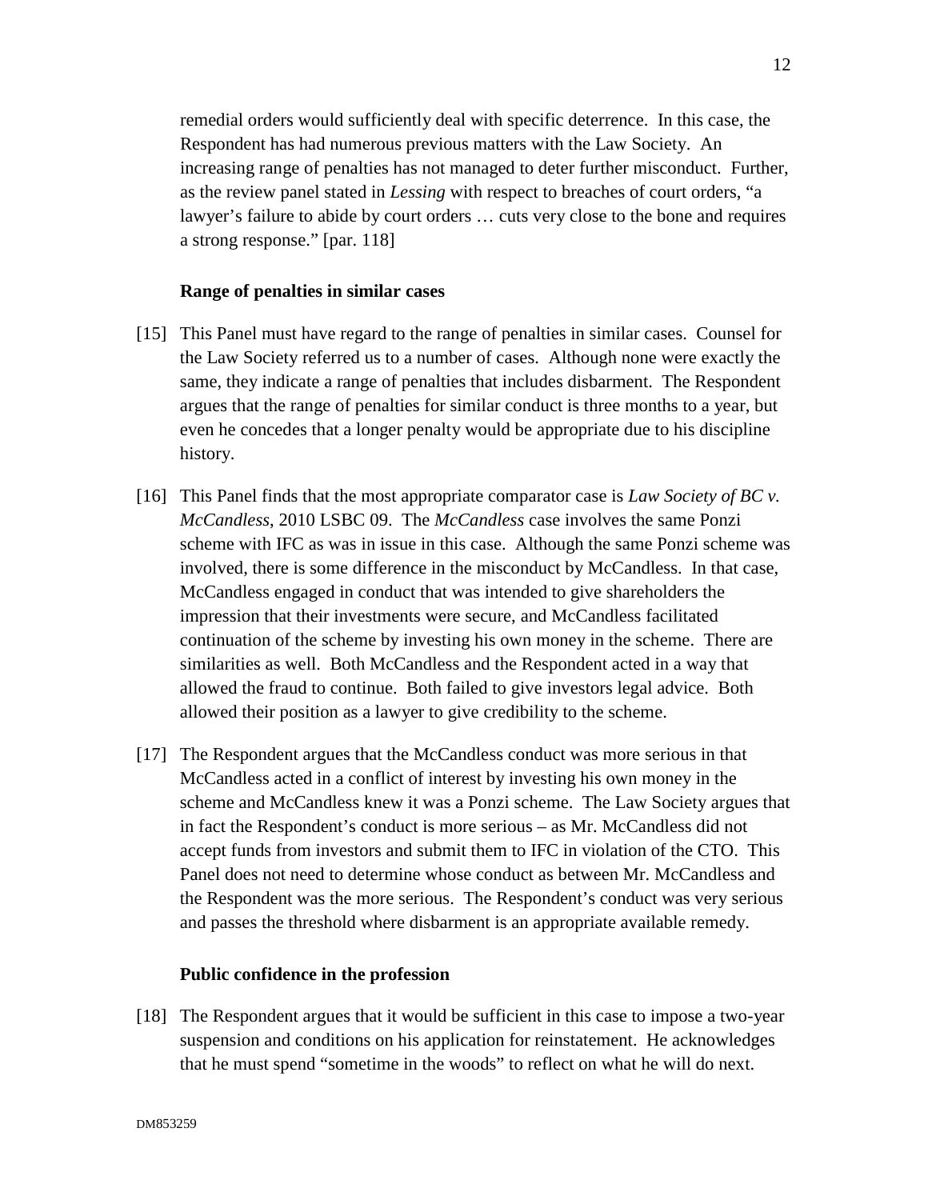remedial orders would sufficiently deal with specific deterrence. In this case, the Respondent has had numerous previous matters with the Law Society. An increasing range of penalties has not managed to deter further misconduct. Further, as the review panel stated in *Lessing* with respect to breaches of court orders, "a lawyer's failure to abide by court orders … cuts very close to the bone and requires a strong response." [par. 118]

**Range of penalties in similar cases**

[15] This Panel must have regard to the range of penalties in similar cases. Counsel for the Law Society referred us to a number of cases. Although none were exactly the same, they indicate a range of penalties that includes disbarment. The Respondent argues that the range of penalties for similar conduct is three months to a year, but even he concedes that a longer penalty would be appropriate due to his discipline history.

[16] This Panel finds that the most appropriate comparator case is *Law Society of BC v. McCandless*, 2010 LSBC 09. The *McCandless* case involves the same Ponzi scheme with IFC as was in issue in this case. Although the same Ponzi scheme was involved, there is some difference in the misconduct by McCandless. In that case, McCandless engaged in conduct that was intended to give shareholders the impression that their investments were secure, and McCandless facilitated continuation of the scheme by investing his own money in the scheme. There are similarities as well. Both McCandless and the Respondent acted in a way that allowed the fraud to continue. Both failed to give investors legal advice. Both allowed their position as a lawyer to give credibility to the scheme.

[17] The Respondent argues that the McCandless conduct was more serious in that McCandless acted in a conflict of interest by investing his own money in the scheme and McCandless knew it was a Ponzi scheme. The Law Society argues that in fact the Respondent's conduct is more serious – as Mr. McCandless did not accept funds from investors and submit them to IFC in violation of the CTO. This Panel does not need to determine whose conduct as between Mr. McCandless and the Respondent was the more serious. The Respondent's conduct was very serious and passes the threshold where disbarment is an appropriate available remedy.

**Public confidence in the profession**

[18] The Respondent argues that it would be sufficient in this case to impose a two-year suspension and conditions on his application for reinstatement. He acknowledges that he must spend "sometime in the woods" to reflect on what he will do next.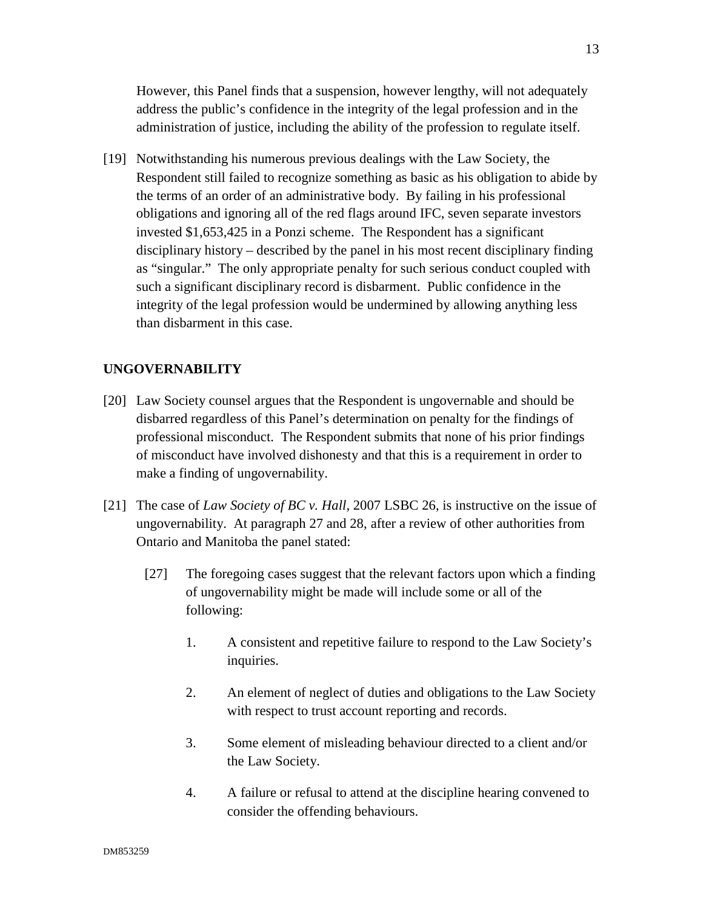However, this Panel finds that a suspension, however lengthy, will not adequately address the public's confidence in the integrity of the legal profession and in the administration of justice, including the ability of the profession to regulate itself.

[19] Notwithstanding his numerous previous dealings with the Law Society, the Respondent still failed to recognize something as basic as his obligation to abide by the terms of an order of an administrative body. By failing in his professional obligations and ignoring all of the red flags around IFC, seven separate investors invested $1,653,425 in a Ponzi scheme. The Respondent has a significant disciplinary history – described by the panel in his most recent disciplinary finding as "singular." The only appropriate penalty for such serious conduct coupled with such a significant disciplinary record is disbarment. Public confidence in the integrity of the legal profession would be undermined by allowing anything less than disbarment in this case.

## UNGOVERNABILITY

[20] Law Society counsel argues that the Respondent is ungovernable and should be disbarred regardless of this Panel's determination on penalty for the findings of professional misconduct. The Respondent submits that none of his prior findings of misconduct have involved dishonesty and that this is a requirement in order to make a finding of ungovernability.

[21] The case of *Law Society of BC v. Hall*, 2007 LSBC 26, is instructive on the issue of ungovernability. At paragraph 27 and 28, after a review of other authorities from Ontario and Manitoba the panel stated:

> [27] The foregoing cases suggest that the relevant factors upon which a finding of ungovernability might be made will include some or all of the following:
>
> 1. A consistent and repetitive failure to respond to the Law Society's inquiries.
>
> 2. An element of neglect of duties and obligations to the Law Society with respect to trust account reporting and records.
>
> 3. Some element of misleading behaviour directed to a client and/or the Law Society.
>
> 4. A failure or refusal to attend at the discipline hearing convened to consider the offending behaviours.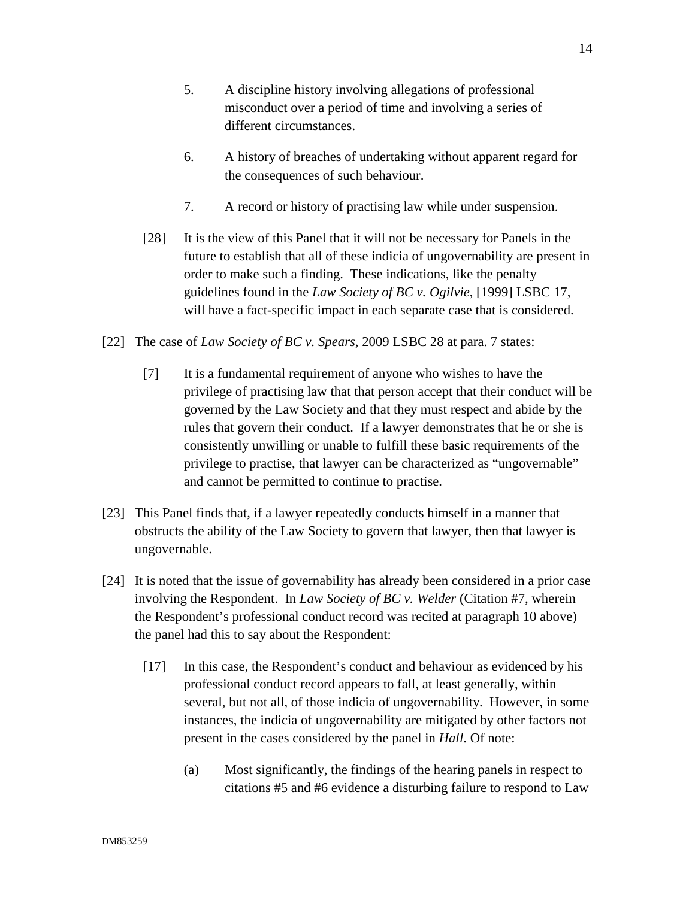> 5. A discipline history involving allegations of professional misconduct over a period of time and involving a series of different circumstances.
>
> 6. A history of breaches of undertaking without apparent regard for the consequences of such behaviour.
>
> 7. A record or history of practising law while under suspension.
>
> [28] It is the view of this Panel that it will not be necessary for Panels in the future to establish that all of these indicia of ungovernability are present in order to make such a finding. These indications, like the penalty guidelines found in the *Law Society of BC v. Ogilvie*, [1999] LSBC 17, will have a fact-specific impact in each separate case that is considered.

[22] The case of *Law Society of BC v. Spears*, 2009 LSBC 28 at para. 7 states:

> [7] It is a fundamental requirement of anyone who wishes to have the privilege of practising law that that person accept that their conduct will be governed by the Law Society and that they must respect and abide by the rules that govern their conduct. If a lawyer demonstrates that he or she is consistently unwilling or unable to fulfill these basic requirements of the privilege to practise, that lawyer can be characterized as "ungovernable" and cannot be permitted to continue to practise.

[23] This Panel finds that, if a lawyer repeatedly conducts himself in a manner that obstructs the ability of the Law Society to govern that lawyer, then that lawyer is ungovernable.

[24] It is noted that the issue of governability has already been considered in a prior case involving the Respondent. In *Law Society of BC v. Welder* (Citation #7, wherein the Respondent's professional conduct record was recited at paragraph 10 above) the panel had this to say about the Respondent:

> [17] In this case, the Respondent's conduct and behaviour as evidenced by his professional conduct record appears to fall, at least generally, within several, but not all, of those indicia of ungovernability. However, in some instances, the indicia of ungovernability are mitigated by other factors not present in the cases considered by the panel in *Hall*. Of note:
>
> (a) Most significantly, the findings of the hearing panels in respect to citations #5 and #6 evidence a disturbing failure to respond to Law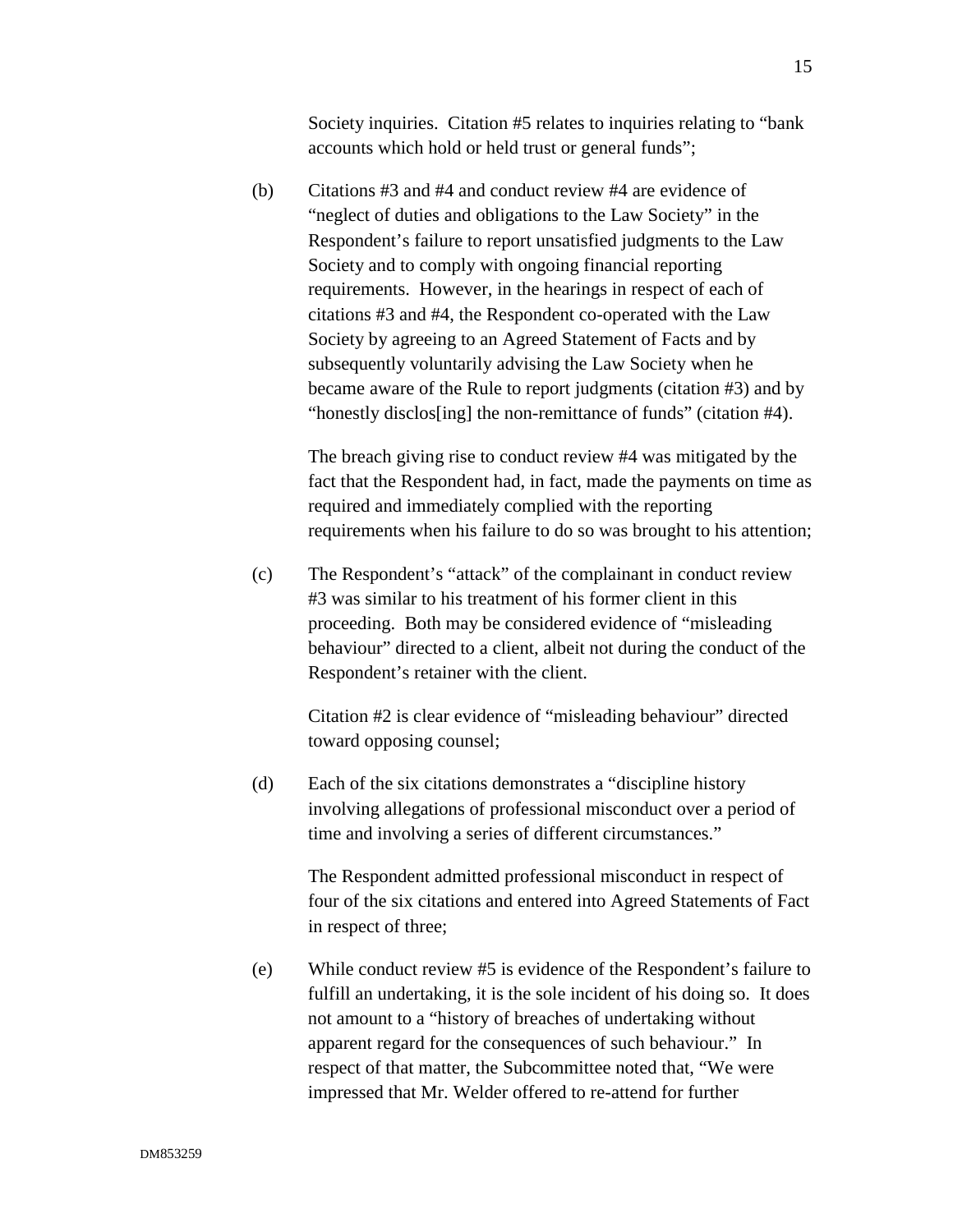Society inquiries. Citation #5 relates to inquiries relating to "bank accounts which hold or held trust or general funds";

(b) Citations #3 and #4 and conduct review #4 are evidence of "neglect of duties and obligations to the Law Society" in the Respondent's failure to report unsatisfied judgments to the Law Society and to comply with ongoing financial reporting requirements. However, in the hearings in respect of each of citations #3 and #4, the Respondent co-operated with the Law Society by agreeing to an Agreed Statement of Facts and by subsequently voluntarily advising the Law Society when he became aware of the Rule to report judgments (citation #3) and by "honestly disclos[ing] the non-remittance of funds" (citation #4).

The breach giving rise to conduct review #4 was mitigated by the fact that the Respondent had, in fact, made the payments on time as required and immediately complied with the reporting requirements when his failure to do so was brought to his attention;

(c) The Respondent's "attack" of the complainant in conduct review #3 was similar to his treatment of his former client in this proceeding. Both may be considered evidence of "misleading behaviour" directed to a client, albeit not during the conduct of the Respondent's retainer with the client.

Citation #2 is clear evidence of "misleading behaviour" directed toward opposing counsel;

(d) Each of the six citations demonstrates a "discipline history involving allegations of professional misconduct over a period of time and involving a series of different circumstances."

The Respondent admitted professional misconduct in respect of four of the six citations and entered into Agreed Statements of Fact in respect of three;

(e) While conduct review #5 is evidence of the Respondent's failure to fulfill an undertaking, it is the sole incident of his doing so. It does not amount to a "history of breaches of undertaking without apparent regard for the consequences of such behaviour." In respect of that matter, the Subcommittee noted that, "We were impressed that Mr. Welder offered to re-attend for further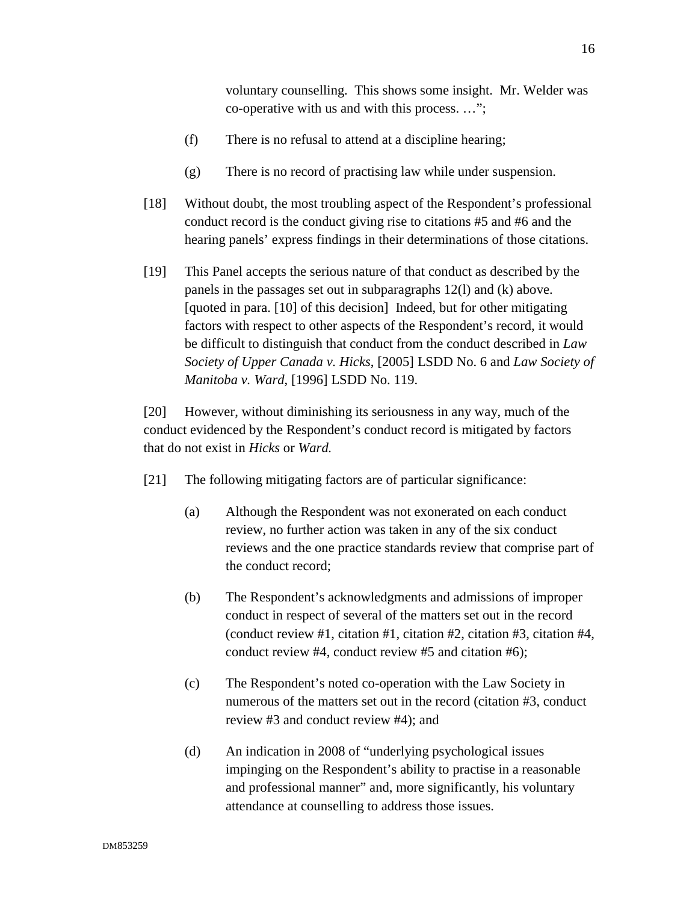voluntary counselling. This shows some insight. Mr. Welder was co-operative with us and with this process. …";

(f) There is no refusal to attend at a discipline hearing;

(g) There is no record of practising law while under suspension.

[18] Without doubt, the most troubling aspect of the Respondent's professional conduct record is the conduct giving rise to citations #5 and #6 and the hearing panels' express findings in their determinations of those citations.

[19] This Panel accepts the serious nature of that conduct as described by the panels in the passages set out in subparagraphs 12(l) and (k) above. [quoted in para. [10] of this decision] Indeed, but for other mitigating factors with respect to other aspects of the Respondent's record, it would be difficult to distinguish that conduct from the conduct described in *Law Society of Upper Canada v. Hicks*, [2005] LSDD No. 6 and *Law Society of Manitoba v. Ward*, [1996] LSDD No. 119.

[20] However, without diminishing its seriousness in any way, much of the conduct evidenced by the Respondent's conduct record is mitigated by factors that do not exist in *Hicks* or *Ward.*

[21] The following mitigating factors are of particular significance:

(a) Although the Respondent was not exonerated on each conduct review, no further action was taken in any of the six conduct reviews and the one practice standards review that comprise part of the conduct record;

(b) The Respondent's acknowledgments and admissions of improper conduct in respect of several of the matters set out in the record (conduct review #1, citation #1, citation #2, citation #3, citation #4, conduct review #4, conduct review #5 and citation #6);

(c) The Respondent's noted co-operation with the Law Society in numerous of the matters set out in the record (citation #3, conduct review #3 and conduct review #4); and

(d) An indication in 2008 of "underlying psychological issues impinging on the Respondent's ability to practise in a reasonable and professional manner" and, more significantly, his voluntary attendance at counselling to address those issues.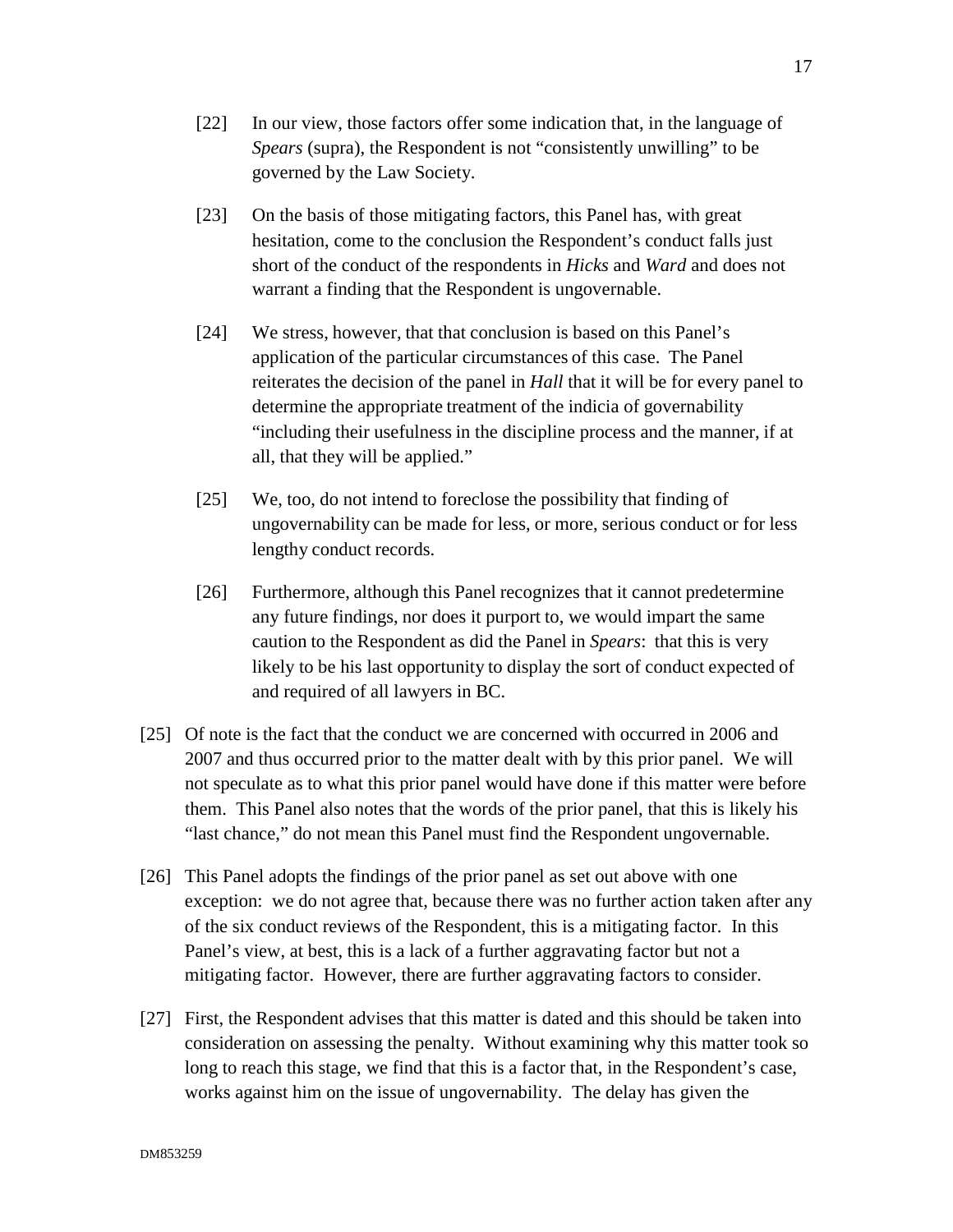> [22] In our view, those factors offer some indication that, in the language of *Spears* (supra), the Respondent is not "consistently unwilling" to be governed by the Law Society.
>
> [23] On the basis of those mitigating factors, this Panel has, with great hesitation, come to the conclusion the Respondent's conduct falls just short of the conduct of the respondents in *Hicks* and *Ward* and does not warrant a finding that the Respondent is ungovernable.
>
> [24] We stress, however, that that conclusion is based on this Panel's application of the particular circumstances of this case. The Panel reiterates the decision of the panel in *Hall* that it will be for every panel to determine the appropriate treatment of the indicia of governability "including their usefulness in the discipline process and the manner, if at all, that they will be applied."
>
> [25] We, too, do not intend to foreclose the possibility that finding of ungovernability can be made for less, or more, serious conduct or for less lengthy conduct records.
>
> [26] Furthermore, although this Panel recognizes that it cannot predetermine any future findings, nor does it purport to, we would impart the same caution to the Respondent as did the Panel in *Spears*: that this is very likely to be his last opportunity to display the sort of conduct expected of and required of all lawyers in BC.

[25] Of note is the fact that the conduct we are concerned with occurred in 2006 and 2007 and thus occurred prior to the matter dealt with by this prior panel. We will not speculate as to what this prior panel would have done if this matter were before them. This Panel also notes that the words of the prior panel, that this is likely his "last chance," do not mean this Panel must find the Respondent ungovernable.

[26] This Panel adopts the findings of the prior panel as set out above with one exception: we do not agree that, because there was no further action taken after any of the six conduct reviews of the Respondent, this is a mitigating factor. In this Panel's view, at best, this is a lack of a further aggravating factor but not a mitigating factor. However, there are further aggravating factors to consider.

[27] First, the Respondent advises that this matter is dated and this should be taken into consideration on assessing the penalty. Without examining why this matter took so long to reach this stage, we find that this is a factor that, in the Respondent's case, works against him on the issue of ungovernability. The delay has given the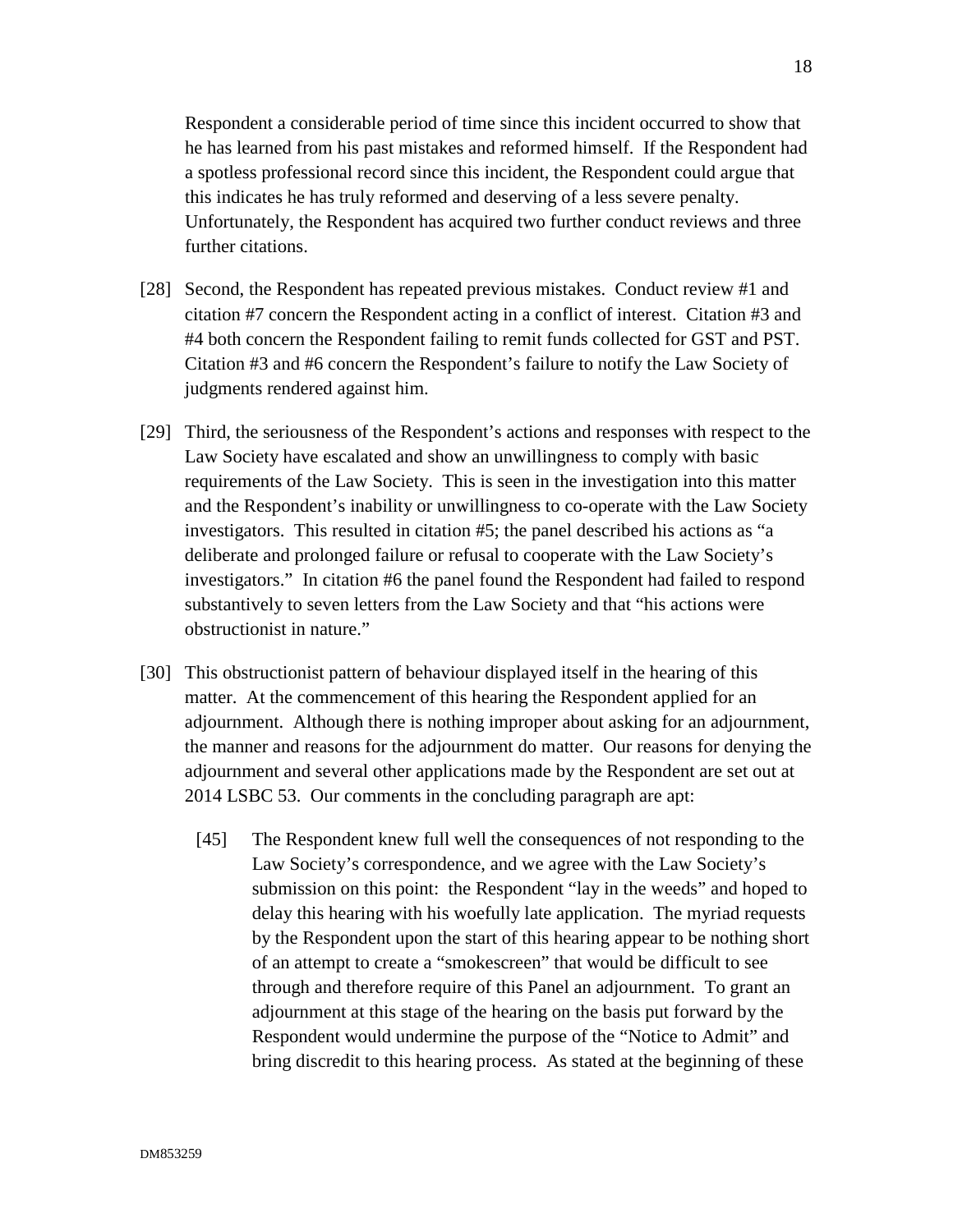Respondent a considerable period of time since this incident occurred to show that he has learned from his past mistakes and reformed himself. If the Respondent had a spotless professional record since this incident, the Respondent could argue that this indicates he has truly reformed and deserving of a less severe penalty. Unfortunately, the Respondent has acquired two further conduct reviews and three further citations.

[28] Second, the Respondent has repeated previous mistakes. Conduct review #1 and citation #7 concern the Respondent acting in a conflict of interest. Citation #3 and #4 both concern the Respondent failing to remit funds collected for GST and PST. Citation #3 and #6 concern the Respondent's failure to notify the Law Society of judgments rendered against him.

[29] Third, the seriousness of the Respondent's actions and responses with respect to the Law Society have escalated and show an unwillingness to comply with basic requirements of the Law Society. This is seen in the investigation into this matter and the Respondent's inability or unwillingness to co-operate with the Law Society investigators. This resulted in citation #5; the panel described his actions as "a deliberate and prolonged failure or refusal to cooperate with the Law Society's investigators." In citation #6 the panel found the Respondent had failed to respond substantively to seven letters from the Law Society and that "his actions were obstructionist in nature."

[30] This obstructionist pattern of behaviour displayed itself in the hearing of this matter. At the commencement of this hearing the Respondent applied for an adjournment. Although there is nothing improper about asking for an adjournment, the manner and reasons for the adjournment do matter. Our reasons for denying the adjournment and several other applications made by the Respondent are set out at 2014 LSBC 53. Our comments in the concluding paragraph are apt:

> [45] The Respondent knew full well the consequences of not responding to the Law Society's correspondence, and we agree with the Law Society's submission on this point: the Respondent "lay in the weeds" and hoped to delay this hearing with his woefully late application. The myriad requests by the Respondent upon the start of this hearing appear to be nothing short of an attempt to create a "smokescreen" that would be difficult to see through and therefore require of this Panel an adjournment. To grant an adjournment at this stage of the hearing on the basis put forward by the Respondent would undermine the purpose of the "Notice to Admit" and bring discredit to this hearing process. As stated at the beginning of these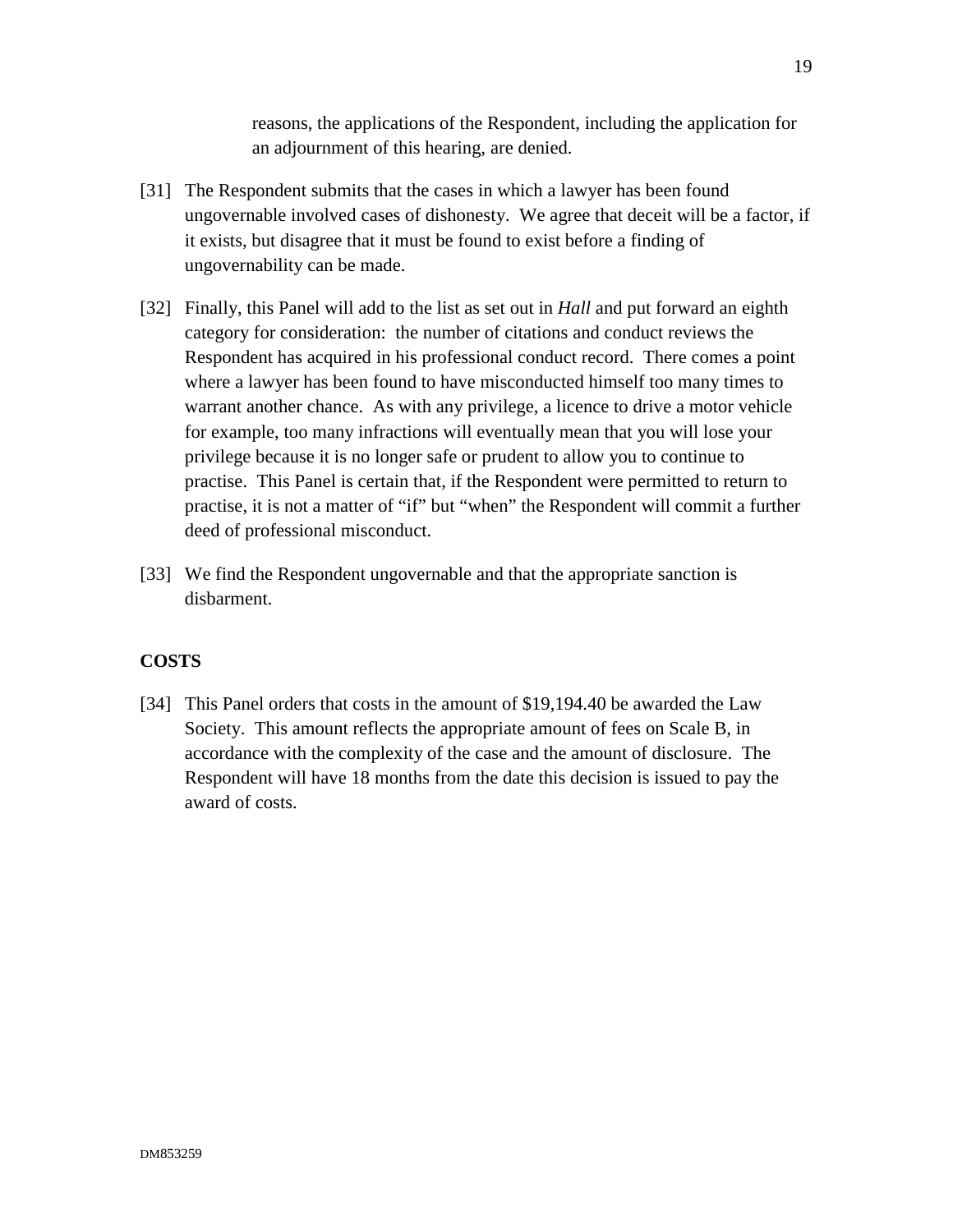reasons, the applications of the Respondent, including the application for an adjournment of this hearing, are denied.

[31] The Respondent submits that the cases in which a lawyer has been found ungovernable involved cases of dishonesty. We agree that deceit will be a factor, if it exists, but disagree that it must be found to exist before a finding of ungovernability can be made.

[32] Finally, this Panel will add to the list as set out in *Hall* and put forward an eighth category for consideration: the number of citations and conduct reviews the Respondent has acquired in his professional conduct record. There comes a point where a lawyer has been found to have misconducted himself too many times to warrant another chance. As with any privilege, a licence to drive a motor vehicle for example, too many infractions will eventually mean that you will lose your privilege because it is no longer safe or prudent to allow you to continue to practise. This Panel is certain that, if the Respondent were permitted to return to practise, it is not a matter of "if" but "when" the Respondent will commit a further deed of professional misconduct.

[33] We find the Respondent ungovernable and that the appropriate sanction is disbarment.

## COSTS

[34] This Panel orders that costs in the amount of $19,194.40 be awarded the Law Society. This amount reflects the appropriate amount of fees on Scale B, in accordance with the complexity of the case and the amount of disclosure. The Respondent will have 18 months from the date this decision is issued to pay the award of costs.

DM853259